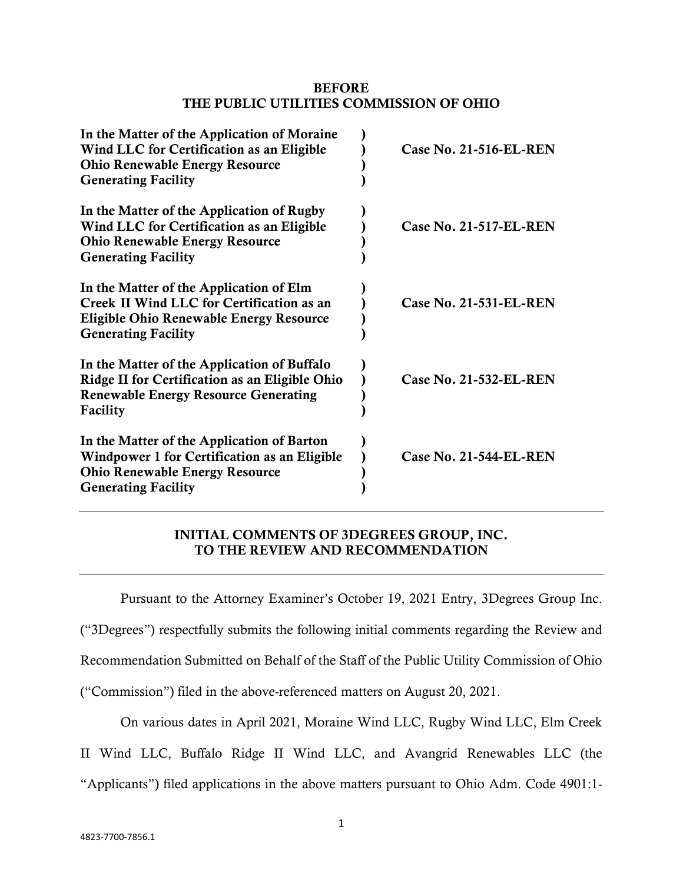**BEFORE**
**THE PUBLIC UTILITIES COMMISSION OF OHIO**

| | | |
|---|---|---|
| **In the Matter of the Application of Moraine Wind LLC for Certification as an Eligible Ohio Renewable Energy Resource Generating Facility** | ) ) ) ) | **Case No. 21-516-EL-REN** |
| **In the Matter of the Application of Rugby Wind LLC for Certification as an Eligible Ohio Renewable Energy Resource Generating Facility** | ) ) ) ) | **Case No. 21-517-EL-REN** |
| **In the Matter of the Application of Elm Creek II Wind LLC for Certification as an Eligible Ohio Renewable Energy Resource Generating Facility** | ) ) ) ) | **Case No. 21-531-EL-REN** |
| **In the Matter of the Application of Buffalo Ridge II for Certification as an Eligible Ohio Renewable Energy Resource Generating Facility** | ) ) ) ) | **Case No. 21-532-EL-REN** |
| **In the Matter of the Application of Barton Windpower 1 for Certification as an Eligible Ohio Renewable Energy Resource Generating Facility** | ) ) ) ) | **Case No. 21-544-EL-REN** |

---

**INITIAL COMMENTS OF 3DEGREES GROUP, INC.**
**TO THE REVIEW AND RECOMMENDATION**

---

Pursuant to the Attorney Examiner's October 19, 2021 Entry, 3Degrees Group Inc. ("3Degrees") respectfully submits the following initial comments regarding the Review and Recommendation Submitted on Behalf of the Staff of the Public Utility Commission of Ohio ("Commission") filed in the above-referenced matters on August 20, 2021.

On various dates in April 2021, Moraine Wind LLC, Rugby Wind LLC, Elm Creek II Wind LLC, Buffalo Ridge II Wind LLC, and Avangrid Renewables LLC (the "Applicants") filed applications in the above matters pursuant to Ohio Adm. Code 4901:1-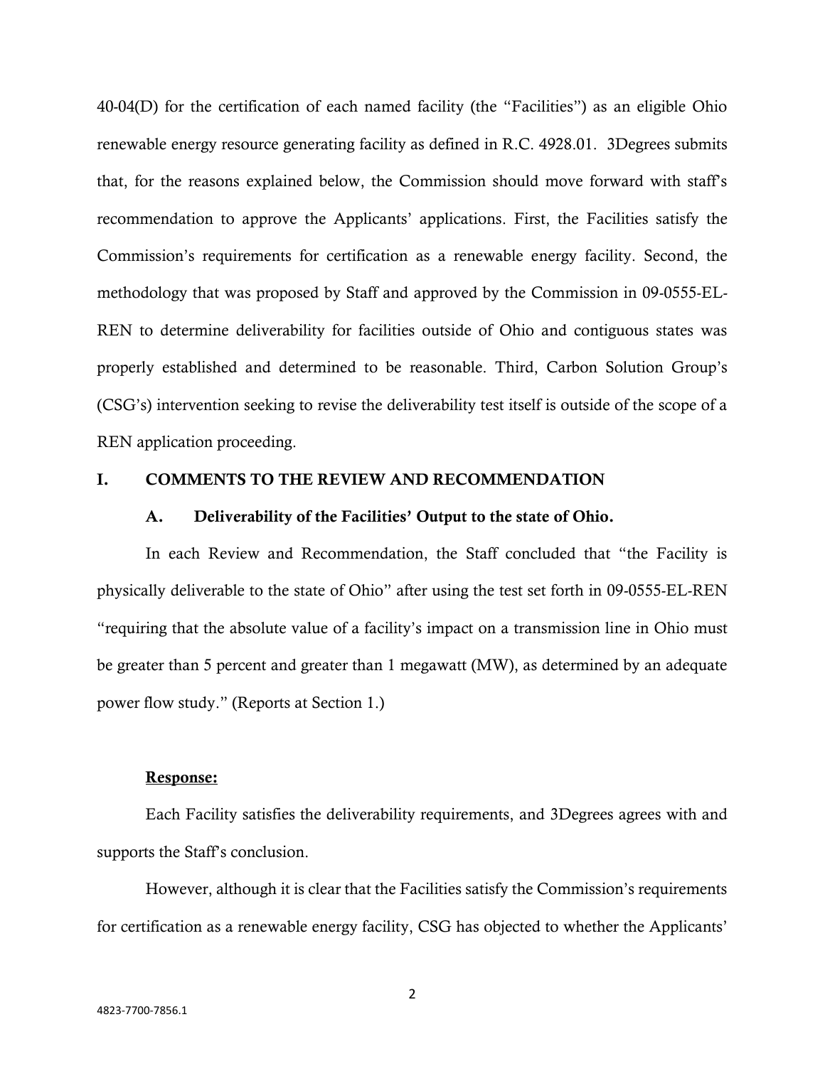40-04(D) for the certification of each named facility (the "Facilities") as an eligible Ohio renewable energy resource generating facility as defined in R.C. 4928.01. 3Degrees submits that, for the reasons explained below, the Commission should move forward with staff's recommendation to approve the Applicants' applications. First, the Facilities satisfy the Commission's requirements for certification as a renewable energy facility. Second, the methodology that was proposed by Staff and approved by the Commission in 09-0555-EL-REN to determine deliverability for facilities outside of Ohio and contiguous states was properly established and determined to be reasonable. Third, Carbon Solution Group's (CSG's) intervention seeking to revise the deliverability test itself is outside of the scope of a REN application proceeding.

## I. COMMENTS TO THE REVIEW AND RECOMMENDATION

### A. Deliverability of the Facilities' Output to the state of Ohio.

In each Review and Recommendation, the Staff concluded that "the Facility is physically deliverable to the state of Ohio" after using the test set forth in 09-0555-EL-REN "requiring that the absolute value of a facility's impact on a transmission line in Ohio must be greater than 5 percent and greater than 1 megawatt (MW), as determined by an adequate power flow study." (Reports at Section 1.)

**Response:**

Each Facility satisfies the deliverability requirements, and 3Degrees agrees with and supports the Staff's conclusion.

However, although it is clear that the Facilities satisfy the Commission's requirements for certification as a renewable energy facility, CSG has objected to whether the Applicants'

4823-7700-7856.1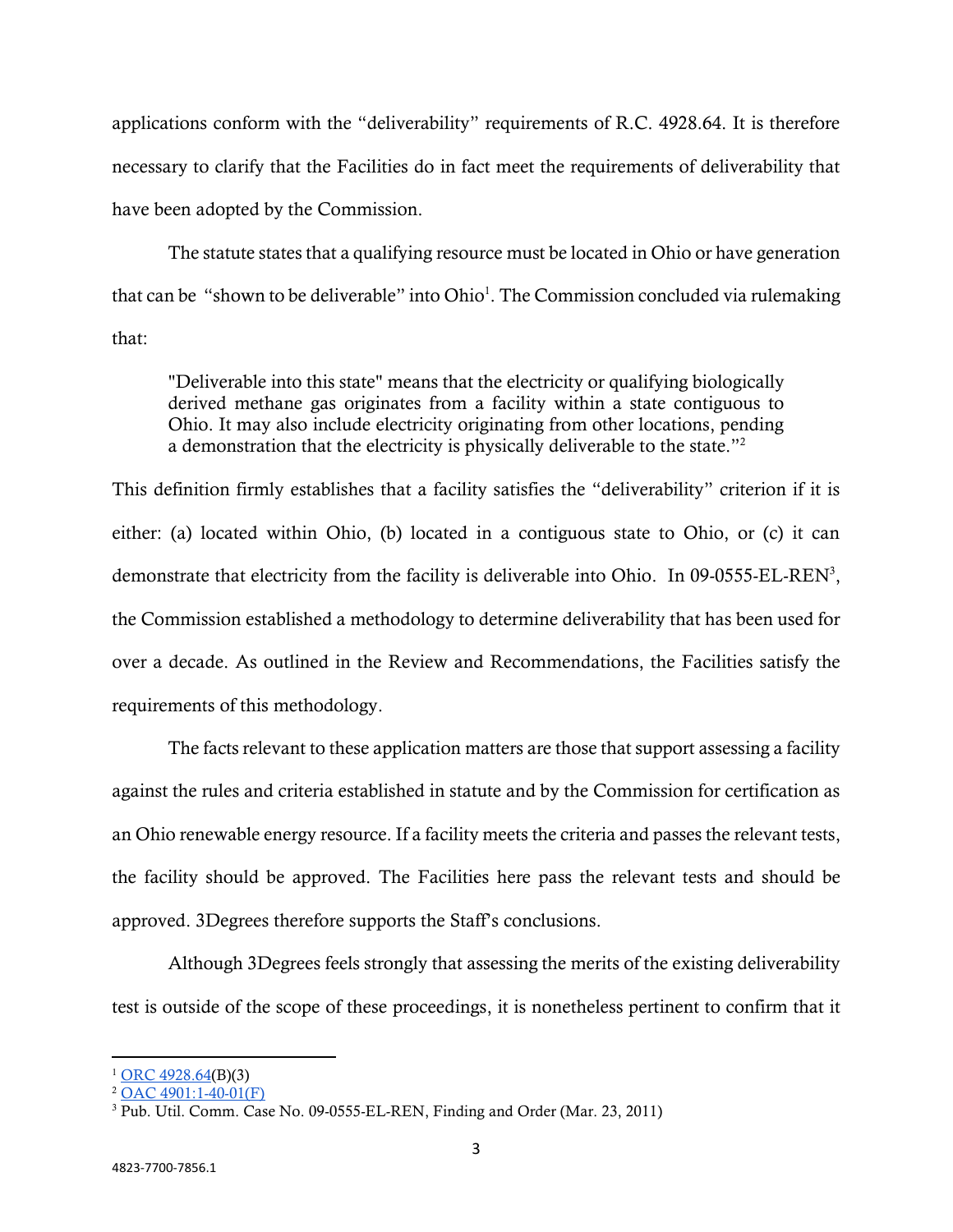applications conform with the "deliverability" requirements of R.C. 4928.64. It is therefore necessary to clarify that the Facilities do in fact meet the requirements of deliverability that have been adopted by the Commission.

The statute states that a qualifying resource must be located in Ohio or have generation that can be "shown to be deliverable" into Ohio[1]. The Commission concluded via rulemaking that:

> "Deliverable into this state" means that the electricity or qualifying biologically derived methane gas originates from a facility within a state contiguous to Ohio. It may also include electricity originating from other locations, pending a demonstration that the electricity is physically deliverable to the state."[2]

This definition firmly establishes that a facility satisfies the "deliverability" criterion if it is either: (a) located within Ohio, (b) located in a contiguous state to Ohio, or (c) it can demonstrate that electricity from the facility is deliverable into Ohio. In 09-0555-EL-REN[3], the Commission established a methodology to determine deliverability that has been used for over a decade. As outlined in the Review and Recommendations, the Facilities satisfy the requirements of this methodology.

The facts relevant to these application matters are those that support assessing a facility against the rules and criteria established in statute and by the Commission for certification as an Ohio renewable energy resource. If a facility meets the criteria and passes the relevant tests, the facility should be approved. The Facilities here pass the relevant tests and should be approved. 3Degrees therefore supports the Staff's conclusions.

Although 3Degrees feels strongly that assessing the merits of the existing deliverability test is outside of the scope of these proceedings, it is nonetheless pertinent to confirm that it

---

[1] ORC 4928.64(B)(3)

[2] OAC 4901:1-40-01(F)

[3] Pub. Util. Comm. Case No. 09-0555-EL-REN, Finding and Order (Mar. 23, 2011)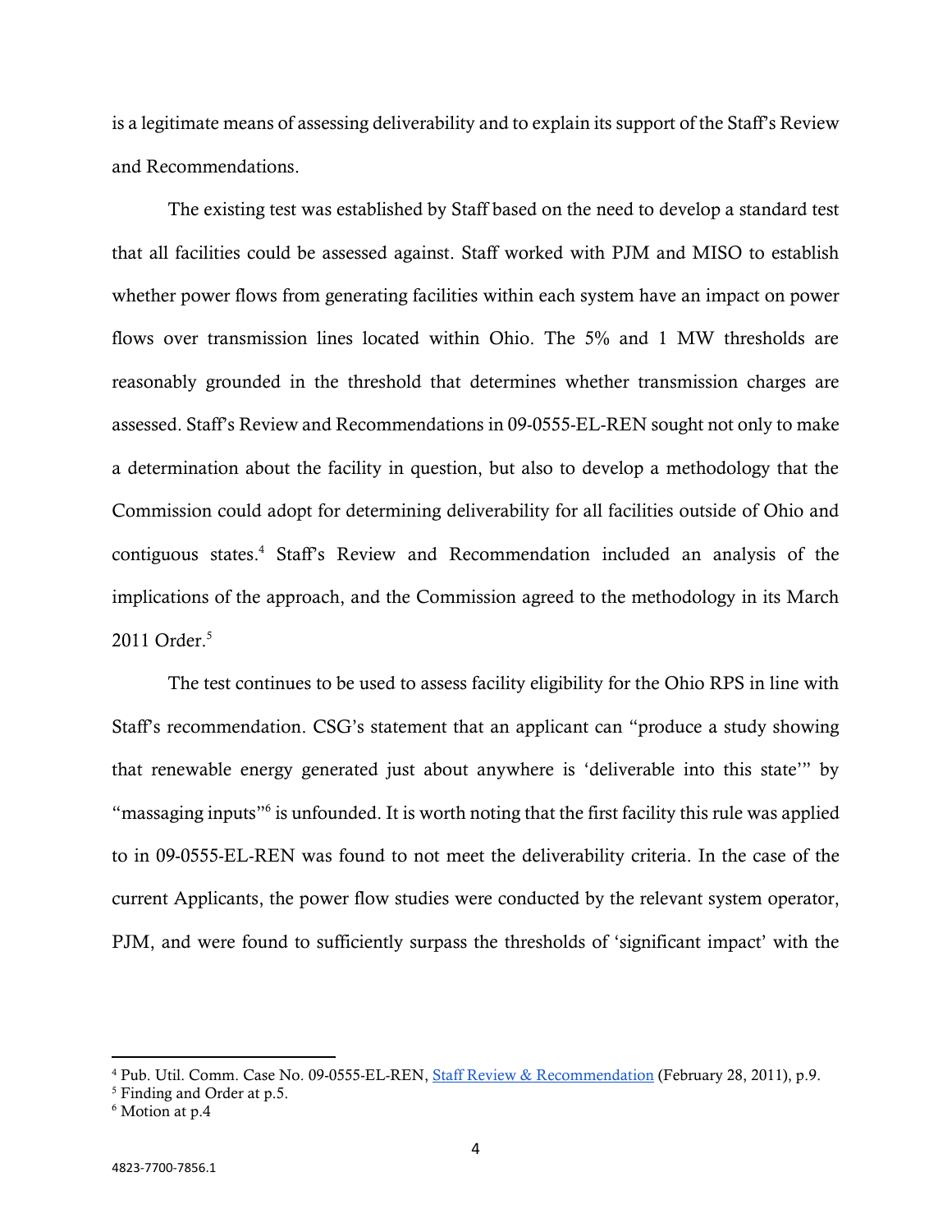is a legitimate means of assessing deliverability and to explain its support of the Staff's Review and Recommendations.

The existing test was established by Staff based on the need to develop a standard test that all facilities could be assessed against. Staff worked with PJM and MISO to establish whether power flows from generating facilities within each system have an impact on power flows over transmission lines located within Ohio. The 5% and 1 MW thresholds are reasonably grounded in the threshold that determines whether transmission charges are assessed. Staff's Review and Recommendations in 09-0555-EL-REN sought not only to make a determination about the facility in question, but also to develop a methodology that the Commission could adopt for determining deliverability for all facilities outside of Ohio and contiguous states.[4] Staff's Review and Recommendation included an analysis of the implications of the approach, and the Commission agreed to the methodology in its March 2011 Order.[5]

The test continues to be used to assess facility eligibility for the Ohio RPS in line with Staff's recommendation. CSG's statement that an applicant can "produce a study showing that renewable energy generated just about anywhere is 'deliverable into this state'" by "massaging inputs"[6] is unfounded. It is worth noting that the first facility this rule was applied to in 09-0555-EL-REN was found to not meet the deliverability criteria. In the case of the current Applicants, the power flow studies were conducted by the relevant system operator, PJM, and were found to sufficiently surpass the thresholds of 'significant impact' with the

---

[4] Pub. Util. Comm. Case No. 09-0555-EL-REN, Staff Review & Recommendation (February 28, 2011), p.9.

[5] Finding and Order at p.5.

[6] Motion at p.4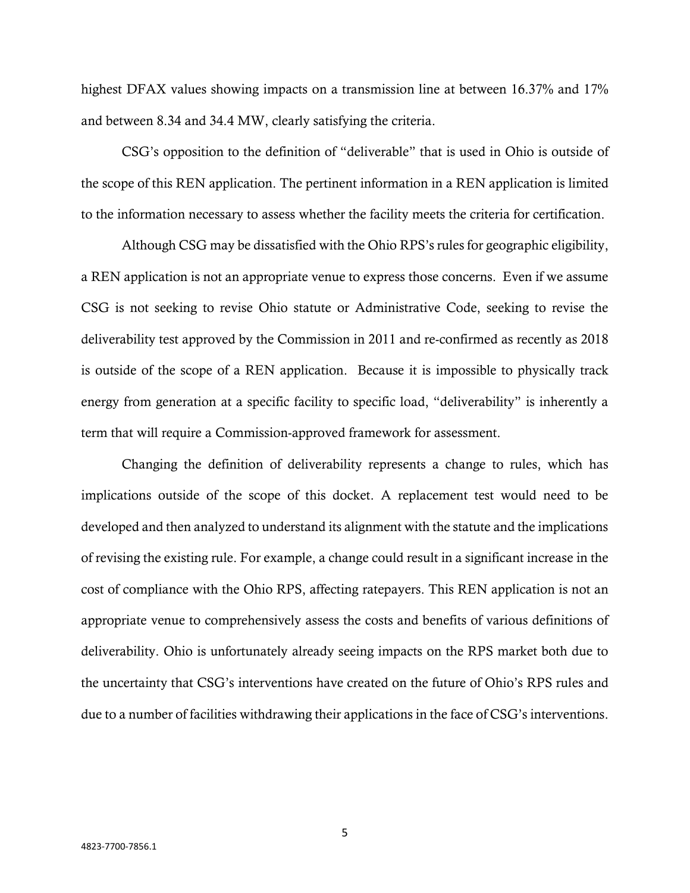highest DFAX values showing impacts on a transmission line at between 16.37% and 17% and between 8.34 and 34.4 MW, clearly satisfying the criteria.

CSG's opposition to the definition of "deliverable" that is used in Ohio is outside of the scope of this REN application. The pertinent information in a REN application is limited to the information necessary to assess whether the facility meets the criteria for certification.

Although CSG may be dissatisfied with the Ohio RPS's rules for geographic eligibility, a REN application is not an appropriate venue to express those concerns. Even if we assume CSG is not seeking to revise Ohio statute or Administrative Code, seeking to revise the deliverability test approved by the Commission in 2011 and re-confirmed as recently as 2018 is outside of the scope of a REN application. Because it is impossible to physically track energy from generation at a specific facility to specific load, "deliverability" is inherently a term that will require a Commission-approved framework for assessment.

Changing the definition of deliverability represents a change to rules, which has implications outside of the scope of this docket. A replacement test would need to be developed and then analyzed to understand its alignment with the statute and the implications of revising the existing rule. For example, a change could result in a significant increase in the cost of compliance with the Ohio RPS, affecting ratepayers. This REN application is not an appropriate venue to comprehensively assess the costs and benefits of various definitions of deliverability. Ohio is unfortunately already seeing impacts on the RPS market both due to the uncertainty that CSG's interventions have created on the future of Ohio's RPS rules and due to a number of facilities withdrawing their applications in the face of CSG's interventions.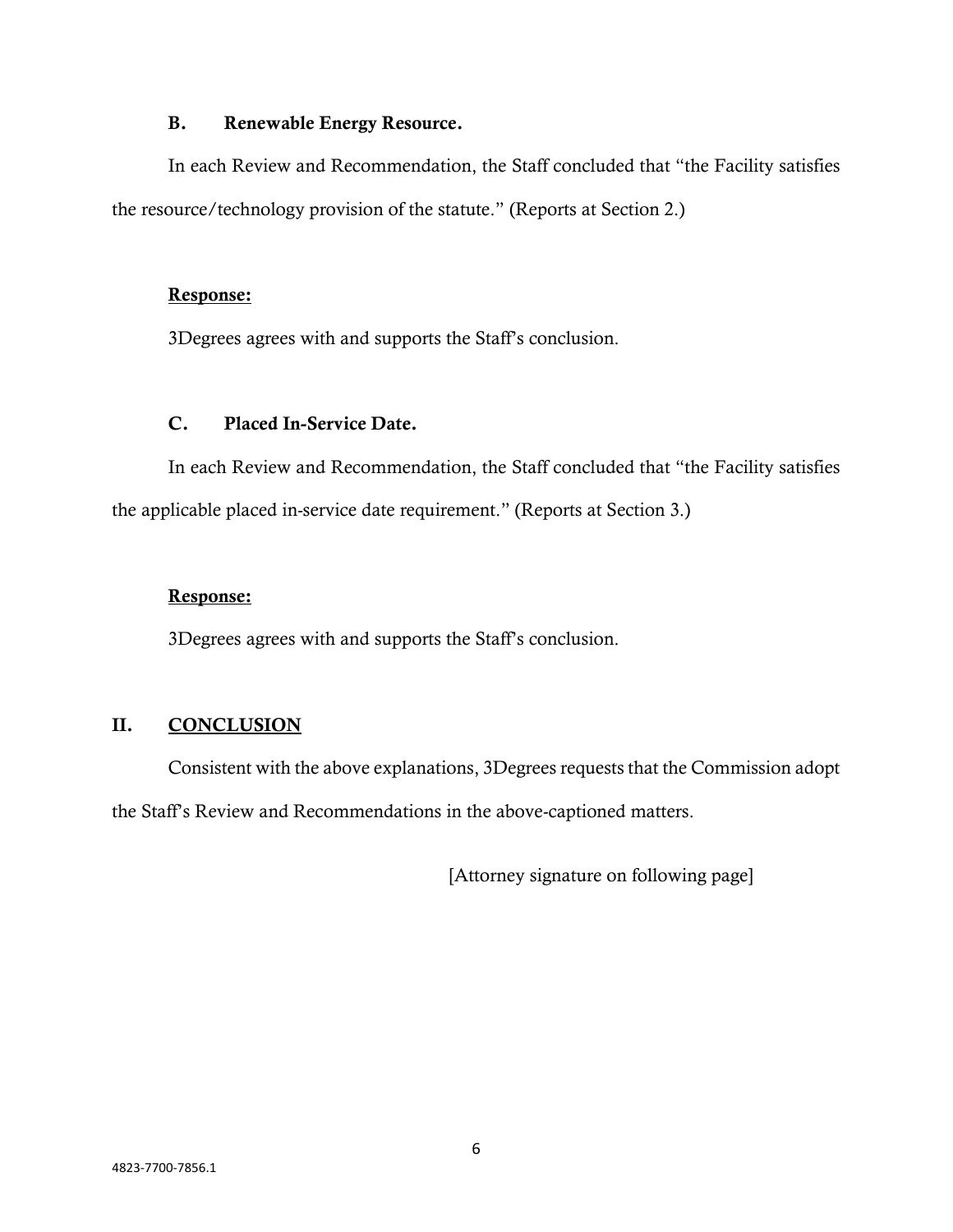### B. Renewable Energy Resource.

In each Review and Recommendation, the Staff concluded that "the Facility satisfies the resource/technology provision of the statute." (Reports at Section 2.)

**Response:**

3Degrees agrees with and supports the Staff's conclusion.

### C. Placed In-Service Date.

In each Review and Recommendation, the Staff concluded that "the Facility satisfies the applicable placed in-service date requirement." (Reports at Section 3.)

**Response:**

3Degrees agrees with and supports the Staff's conclusion.

## II. CONCLUSION

Consistent with the above explanations, 3Degrees requests that the Commission adopt the Staff's Review and Recommendations in the above-captioned matters.

[Attorney signature on following page]

4823-7700-7856.1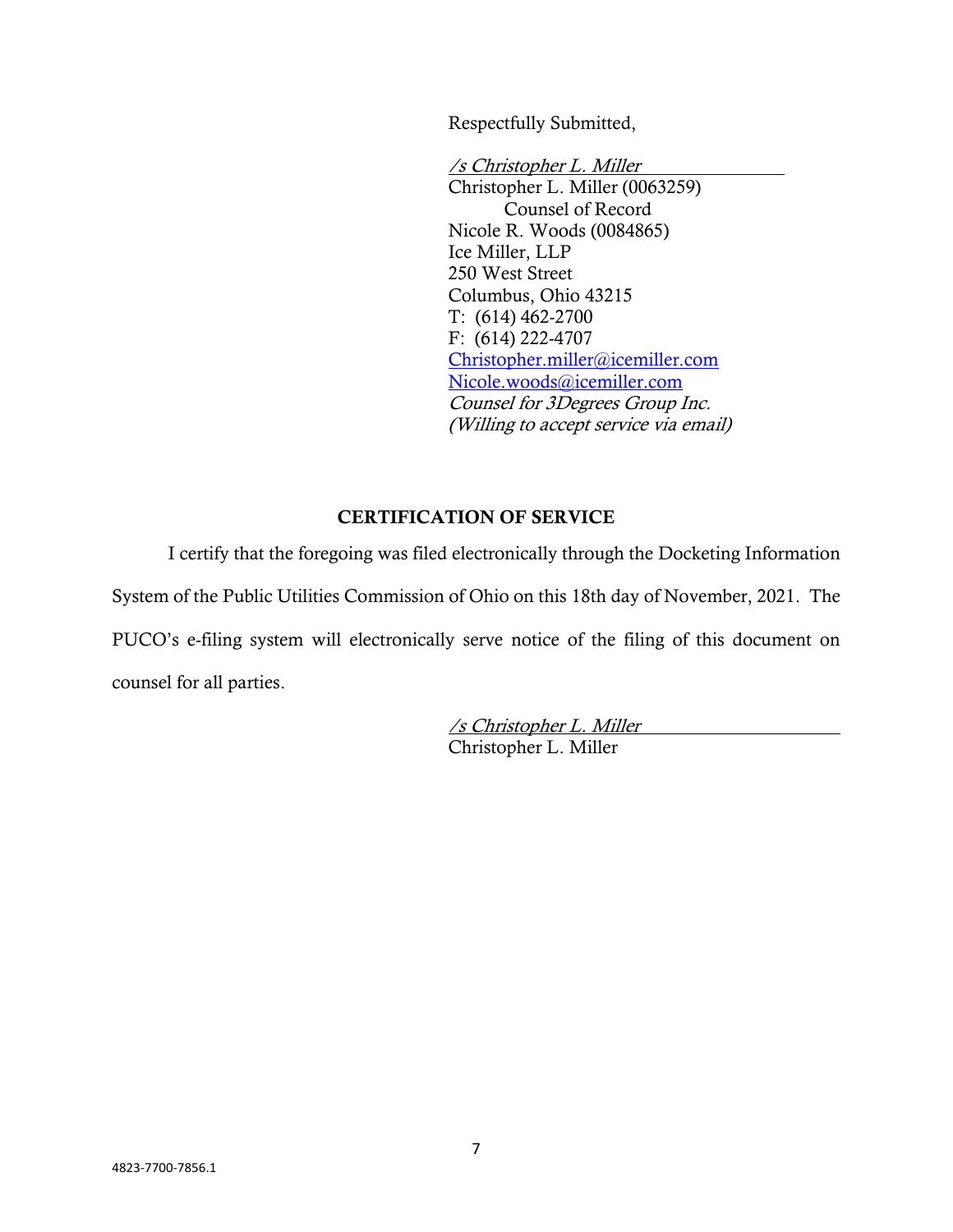Respectfully Submitted,

*/s Christopher L. Miller*
Christopher L. Miller (0063259)
Counsel of Record
Nicole R. Woods (0084865)
Ice Miller, LLP
250 West Street
Columbus, Ohio 43215
T: (614) 462-2700
F: (614) 222-4707
Christopher.miller@icemiller.com
Nicole.woods@icemiller.com
*Counsel for 3Degrees Group Inc.*
*(Willing to accept service via email)*

**CERTIFICATION OF SERVICE**

I certify that the foregoing was filed electronically through the Docketing Information System of the Public Utilities Commission of Ohio on this 18th day of November, 2021. The PUCO's e-filing system will electronically serve notice of the filing of this document on counsel for all parties.

*/s Christopher L. Miller*
Christopher L. Miller

4823-7700-7856.1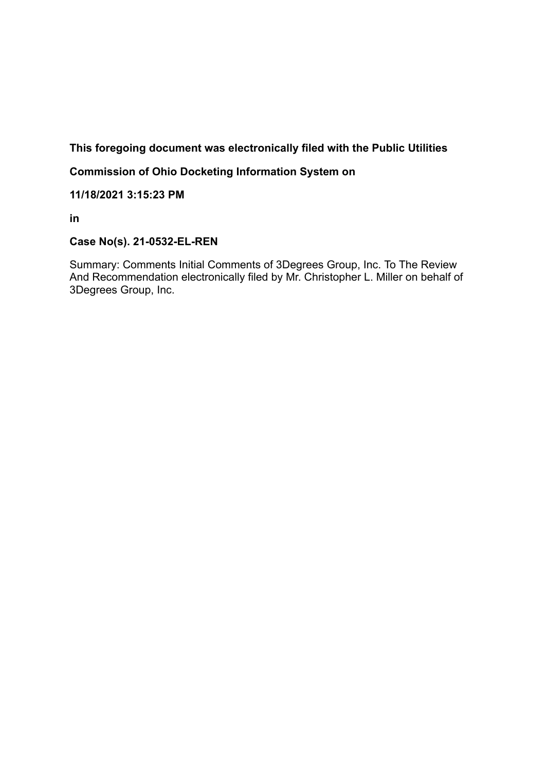**This foregoing document was electronically filed with the Public Utilities**

**Commission of Ohio Docketing Information System on**

**11/18/2021 3:15:23 PM**

**in**

**Case No(s). 21-0532-EL-REN**

Summary: Comments Initial Comments of 3Degrees Group, Inc. To The Review And Recommendation electronically filed by Mr. Christopher L. Miller on behalf of 3Degrees Group, Inc.